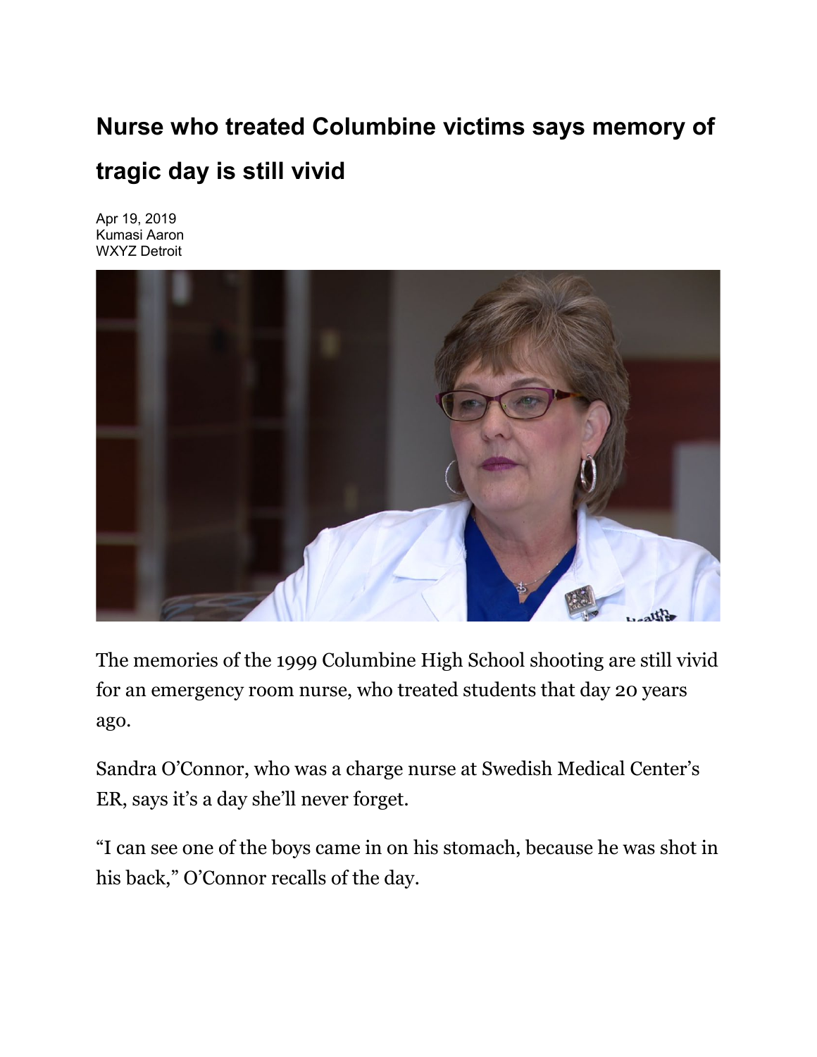# Nurse who treated Columbine victims says memory of tragic day is still vivid

Apr 19, 2019
Kumasi Aaron
WXYZ Detroit

The memories of the 1999 Columbine High School shooting are still vivid for an emergency room nurse, who treated students that day 20 years ago.

Sandra O'Connor, who was a charge nurse at Swedish Medical Center's ER, says it's a day she'll never forget.

"I can see one of the boys came in on his stomach, because he was shot in his back," O'Connor recalls of the day.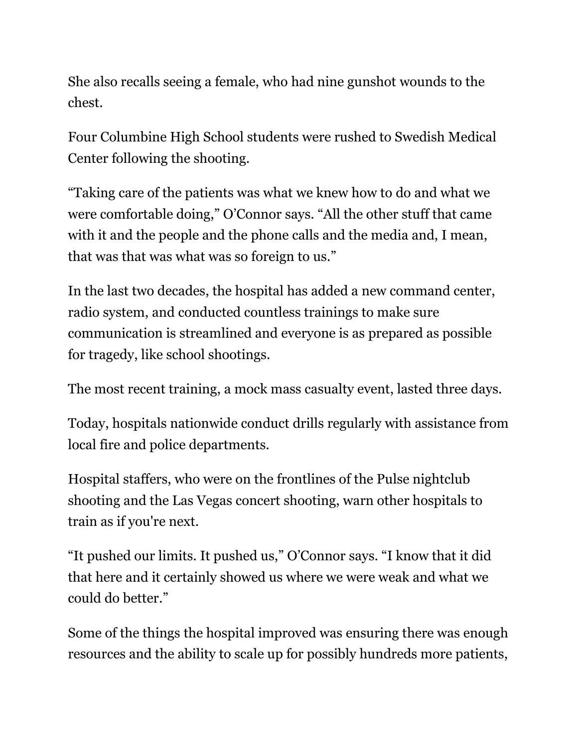She also recalls seeing a female, who had nine gunshot wounds to the chest.

Four Columbine High School students were rushed to Swedish Medical Center following the shooting.

“Taking care of the patients was what we knew how to do and what we were comfortable doing,” O’Connor says. “All the other stuff that came with it and the people and the phone calls and the media and, I mean, that was that was what was so foreign to us.”

In the last two decades, the hospital has added a new command center, radio system, and conducted countless trainings to make sure communication is streamlined and everyone is as prepared as possible for tragedy, like school shootings.

The most recent training, a mock mass casualty event, lasted three days.

Today, hospitals nationwide conduct drills regularly with assistance from local fire and police departments.

Hospital staffers, who were on the frontlines of the Pulse nightclub shooting and the Las Vegas concert shooting, warn other hospitals to train as if you're next.

“It pushed our limits. It pushed us,” O’Connor says. “I know that it did that here and it certainly showed us where we were weak and what we could do better.”

Some of the things the hospital improved was ensuring there was enough resources and the ability to scale up for possibly hundreds more patients,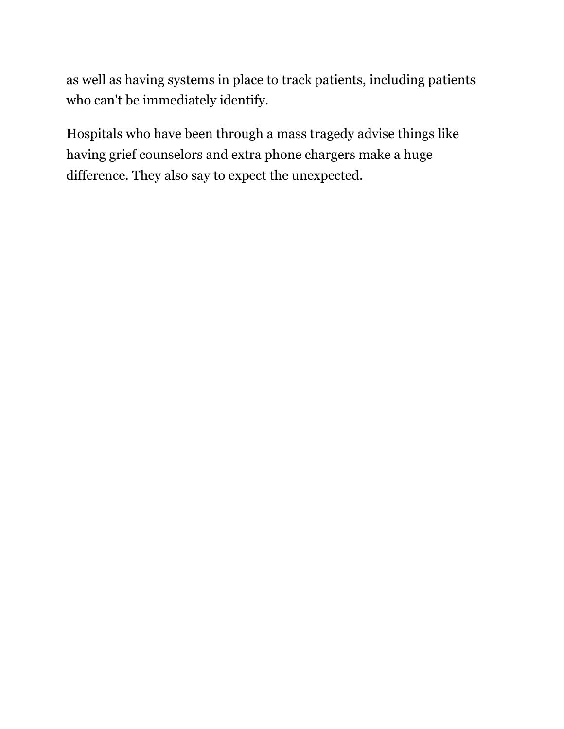as well as having systems in place to track patients, including patients who can't be immediately identify.

Hospitals who have been through a mass tragedy advise things like having grief counselors and extra phone chargers make a huge difference. They also say to expect the unexpected.